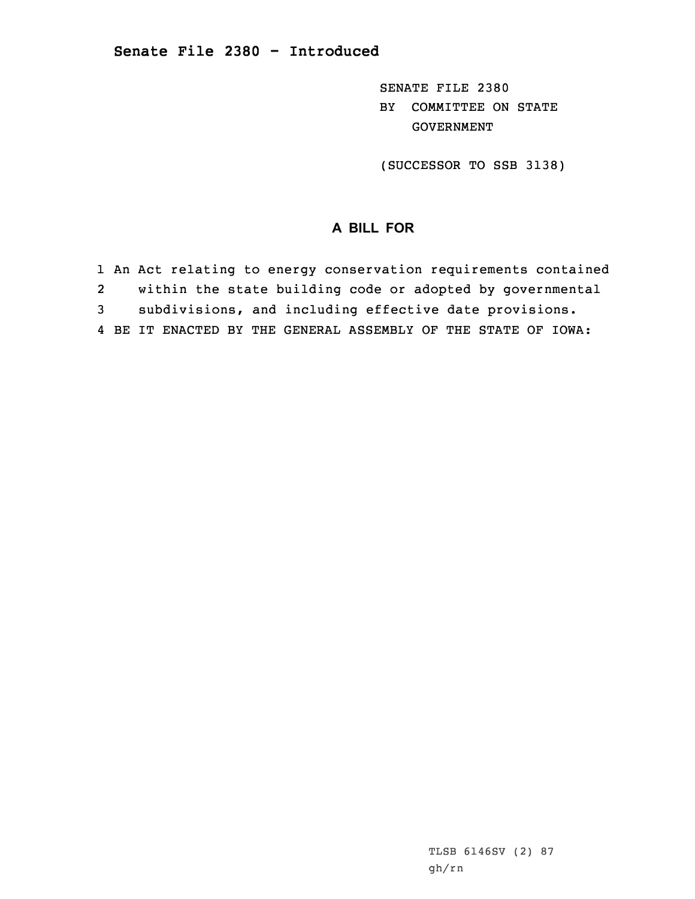**Senate File 2380 - Introduced**

SENATE FILE 2380
BY COMMITTEE ON STATE GOVERNMENT

(SUCCESSOR TO SSB 3138)

## A BILL FOR

1 An Act relating to energy conservation requirements contained
2 within the state building code or adopted by governmental
3 subdivisions, and including effective date provisions.
4 BE IT ENACTED BY THE GENERAL ASSEMBLY OF THE STATE OF IOWA:

TLSB 6146SV (2) 87
gh/rn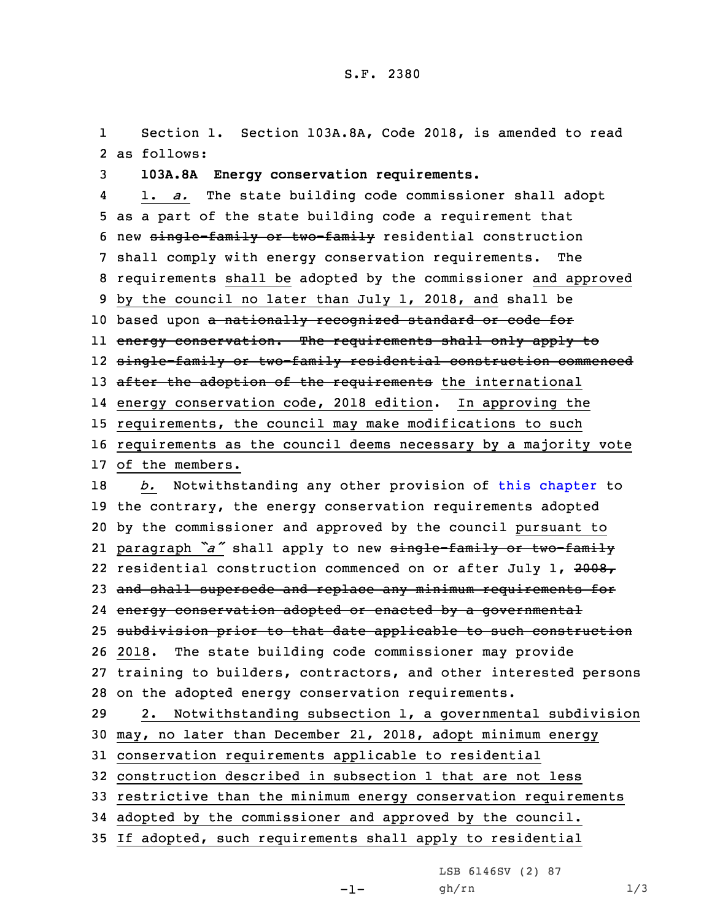Section 1. Section 103A.8A, Code 2018, is amended to read as follows:

**103A.8A Energy conservation requirements.**

1. *a.* The state building code commissioner shall adopt as a part of the state building code a requirement that new ~~single-family or two-family~~ residential construction shall comply with energy conservation requirements. The requirements shall be adopted by the commissioner and approved by the council no later than July 1, 2018, and shall be based upon ~~a nationally recognized standard or code for energy conservation. The requirements shall only apply to single-family or two-family residential construction commenced after the adoption of the requirements~~ the international energy conservation code, 2018 edition. In approving the requirements, the council may make modifications to such requirements as the council deems necessary by a majority vote of the members.

*b.* Notwithstanding any other provision of this chapter to the contrary, the energy conservation requirements adopted by the commissioner and approved by the council pursuant to paragraph *"a"* shall apply to new ~~single-family or two-family~~ residential construction commenced on or after July 1, ~~2008, and shall supersede and replace any minimum requirements for energy conservation adopted or enacted by a governmental subdivision prior to that date applicable to such construction~~ 2018. The state building code commissioner may provide training to builders, contractors, and other interested persons on the adopted energy conservation requirements.

2. Notwithstanding subsection 1, a governmental subdivision may, no later than December 21, 2018, adopt minimum energy conservation requirements applicable to residential construction described in subsection 1 that are not less restrictive than the minimum energy conservation requirements adopted by the commissioner and approved by the council. If adopted, such requirements shall apply to residential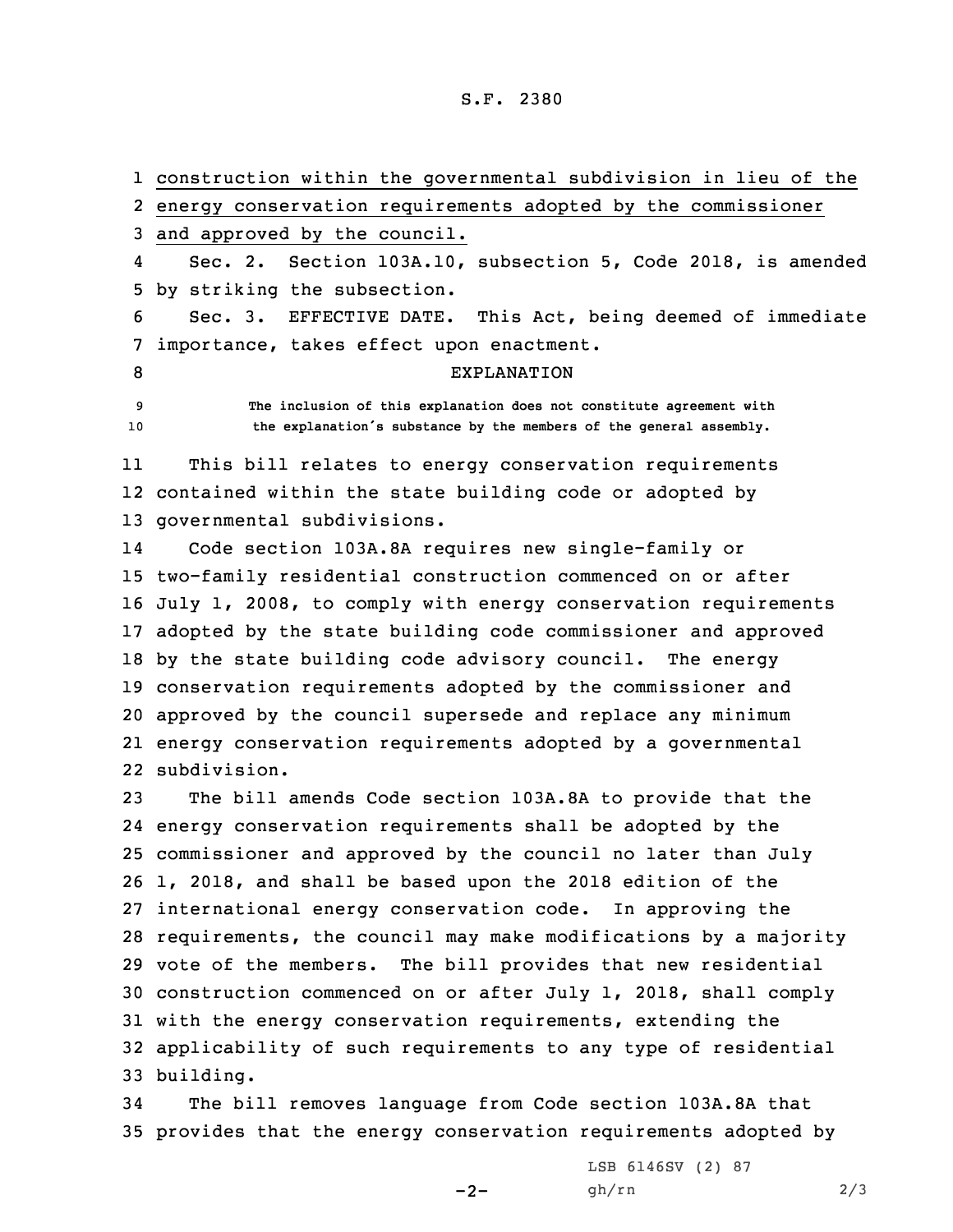construction within the governmental subdivision in lieu of the energy conservation requirements adopted by the commissioner and approved by the council.

Sec. 2. Section 103A.10, subsection 5, Code 2018, is amended by striking the subsection.

Sec. 3. EFFECTIVE DATE. This Act, being deemed of immediate importance, takes effect upon enactment.

EXPLANATION

The inclusion of this explanation does not constitute agreement with the explanation's substance by the members of the general assembly.

This bill relates to energy conservation requirements contained within the state building code or adopted by governmental subdivisions.

Code section 103A.8A requires new single-family or two-family residential construction commenced on or after July 1, 2008, to comply with energy conservation requirements adopted by the state building code commissioner and approved by the state building code advisory council. The energy conservation requirements adopted by the commissioner and approved by the council supersede and replace any minimum energy conservation requirements adopted by a governmental subdivision.

The bill amends Code section 103A.8A to provide that the energy conservation requirements shall be adopted by the commissioner and approved by the council no later than July 1, 2018, and shall be based upon the 2018 edition of the international energy conservation code. In approving the requirements, the council may make modifications by a majority vote of the members. The bill provides that new residential construction commenced on or after July 1, 2018, shall comply with the energy conservation requirements, extending the applicability of such requirements to any type of residential building.

The bill removes language from Code section 103A.8A that provides that the energy conservation requirements adopted by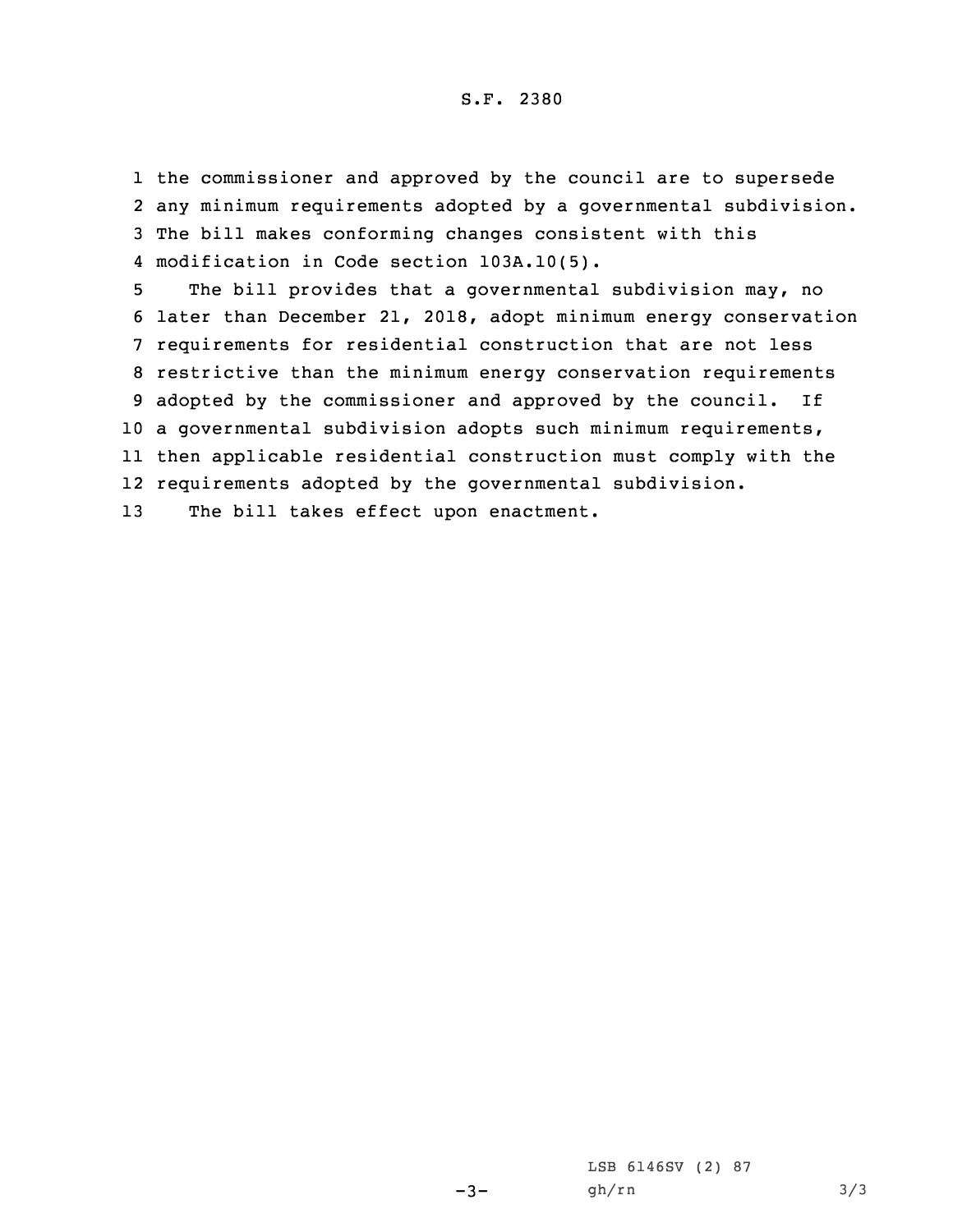the commissioner and approved by the council are to supersede any minimum requirements adopted by a governmental subdivision. The bill makes conforming changes consistent with this modification in Code section 103A.10(5).

The bill provides that a governmental subdivision may, no later than December 21, 2018, adopt minimum energy conservation requirements for residential construction that are not less restrictive than the minimum energy conservation requirements adopted by the commissioner and approved by the council. If a governmental subdivision adopts such minimum requirements, then applicable residential construction must comply with the requirements adopted by the governmental subdivision.

The bill takes effect upon enactment.

LSB 6146SV (2) 87
gh/rn